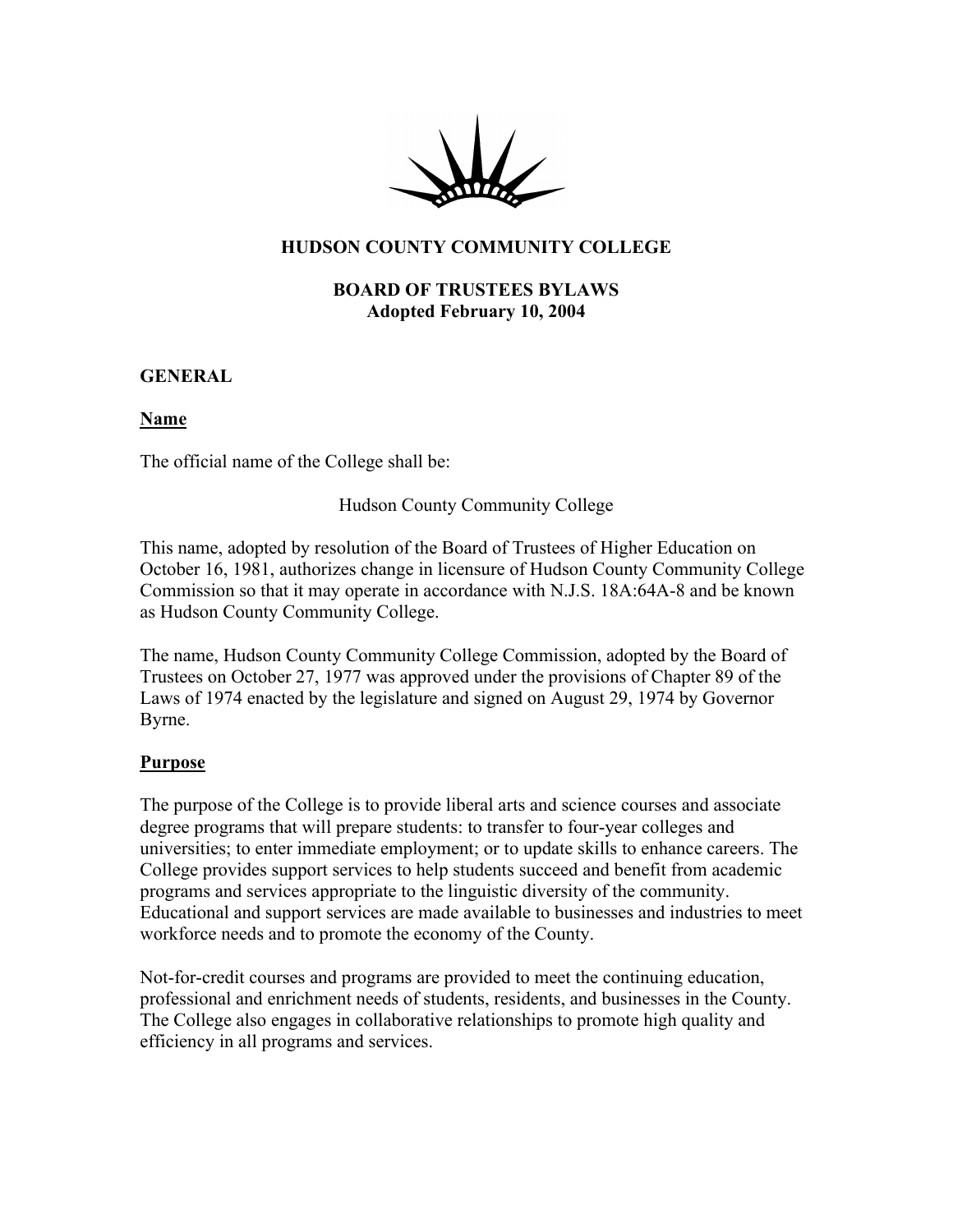# HUDSON COUNTY COMMUNITY COLLEGE

## BOARD OF TRUSTEES BYLAWS
**Adopted February 10, 2004**

## GENERAL

### Name

The official name of the College shall be:

Hudson County Community College

This name, adopted by resolution of the Board of Trustees of Higher Education on October 16, 1981, authorizes change in licensure of Hudson County Community College Commission so that it may operate in accordance with N.J.S. 18A:64A-8 and be known as Hudson County Community College.

The name, Hudson County Community College Commission, adopted by the Board of Trustees on October 27, 1977 was approved under the provisions of Chapter 89 of the Laws of 1974 enacted by the legislature and signed on August 29, 1974 by Governor Byrne.

### Purpose

The purpose of the College is to provide liberal arts and science courses and associate degree programs that will prepare students: to transfer to four-year colleges and universities; to enter immediate employment; or to update skills to enhance careers. The College provides support services to help students succeed and benefit from academic programs and services appropriate to the linguistic diversity of the community. Educational and support services are made available to businesses and industries to meet workforce needs and to promote the economy of the County.

Not-for-credit courses and programs are provided to meet the continuing education, professional and enrichment needs of students, residents, and businesses in the County. The College also engages in collaborative relationships to promote high quality and efficiency in all programs and services.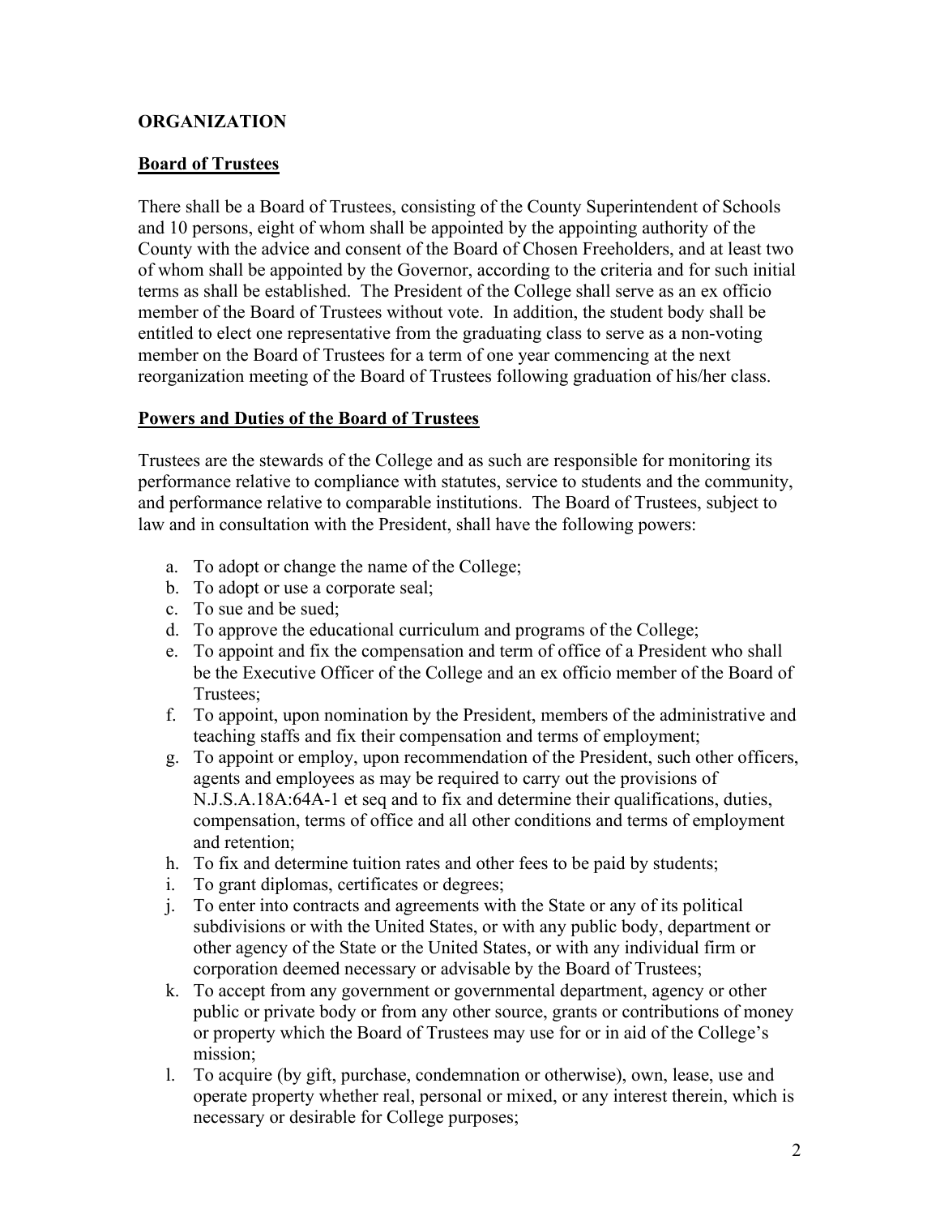## ORGANIZATION

### Board of Trustees

There shall be a Board of Trustees, consisting of the County Superintendent of Schools and 10 persons, eight of whom shall be appointed by the appointing authority of the County with the advice and consent of the Board of Chosen Freeholders, and at least two of whom shall be appointed by the Governor, according to the criteria and for such initial terms as shall be established. The President of the College shall serve as an ex officio member of the Board of Trustees without vote. In addition, the student body shall be entitled to elect one representative from the graduating class to serve as a non-voting member on the Board of Trustees for a term of one year commencing at the next reorganization meeting of the Board of Trustees following graduation of his/her class.

### Powers and Duties of the Board of Trustees

Trustees are the stewards of the College and as such are responsible for monitoring its performance relative to compliance with statutes, service to students and the community, and performance relative to comparable institutions. The Board of Trustees, subject to law and in consultation with the President, shall have the following powers:

a. To adopt or change the name of the College;
b. To adopt or use a corporate seal;
c. To sue and be sued;
d. To approve the educational curriculum and programs of the College;
e. To appoint and fix the compensation and term of office of a President who shall be the Executive Officer of the College and an ex officio member of the Board of Trustees;
f. To appoint, upon nomination by the President, members of the administrative and teaching staffs and fix their compensation and terms of employment;
g. To appoint or employ, upon recommendation of the President, such other officers, agents and employees as may be required to carry out the provisions of N.J.S.A.18A:64A-1 et seq and to fix and determine their qualifications, duties, compensation, terms of office and all other conditions and terms of employment and retention;
h. To fix and determine tuition rates and other fees to be paid by students;
i. To grant diplomas, certificates or degrees;
j. To enter into contracts and agreements with the State or any of its political subdivisions or with the United States, or with any public body, department or other agency of the State or the United States, or with any individual firm or corporation deemed necessary or advisable by the Board of Trustees;
k. To accept from any government or governmental department, agency or other public or private body or from any other source, grants or contributions of money or property which the Board of Trustees may use for or in aid of the College's mission;
l. To acquire (by gift, purchase, condemnation or otherwise), own, lease, use and operate property whether real, personal or mixed, or any interest therein, which is necessary or desirable for College purposes;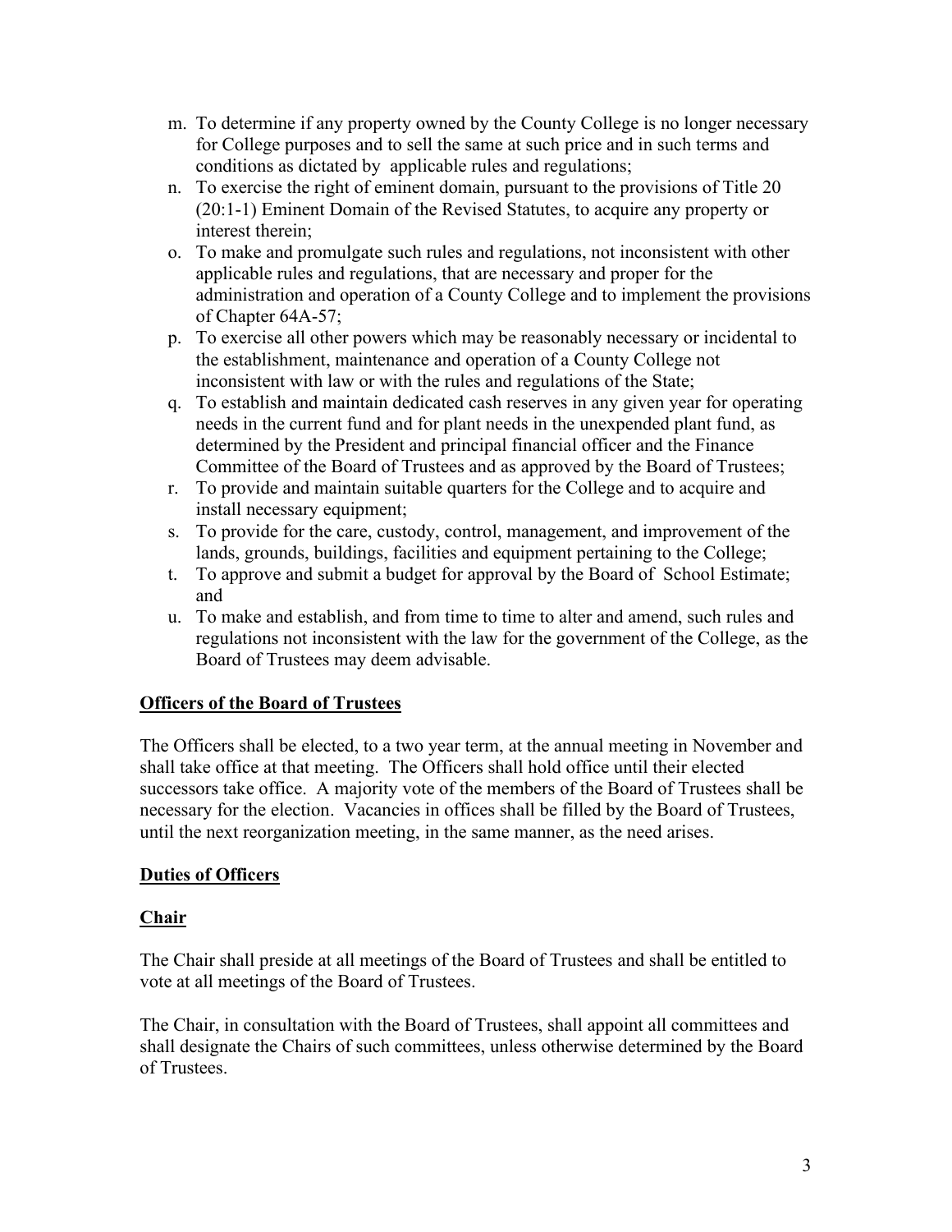m. To determine if any property owned by the County College is no longer necessary for College purposes and to sell the same at such price and in such terms and conditions as dictated by applicable rules and regulations;
n. To exercise the right of eminent domain, pursuant to the provisions of Title 20 (20:1-1) Eminent Domain of the Revised Statutes, to acquire any property or interest therein;
o. To make and promulgate such rules and regulations, not inconsistent with other applicable rules and regulations, that are necessary and proper for the administration and operation of a County College and to implement the provisions of Chapter 64A-57;
p. To exercise all other powers which may be reasonably necessary or incidental to the establishment, maintenance and operation of a County College not inconsistent with law or with the rules and regulations of the State;
q. To establish and maintain dedicated cash reserves in any given year for operating needs in the current fund and for plant needs in the unexpended plant fund, as determined by the President and principal financial officer and the Finance Committee of the Board of Trustees and as approved by the Board of Trustees;
r. To provide and maintain suitable quarters for the College and to acquire and install necessary equipment;
s. To provide for the care, custody, control, management, and improvement of the lands, grounds, buildings, facilities and equipment pertaining to the College;
t. To approve and submit a budget for approval by the Board of School Estimate; and
u. To make and establish, and from time to time to alter and amend, such rules and regulations not inconsistent with the law for the government of the College, as the Board of Trustees may deem advisable.

## Officers of the Board of Trustees

The Officers shall be elected, to a two year term, at the annual meeting in November and shall take office at that meeting. The Officers shall hold office until their elected successors take office. A majority vote of the members of the Board of Trustees shall be necessary for the election. Vacancies in offices shall be filled by the Board of Trustees, until the next reorganization meeting, in the same manner, as the need arises.

## Duties of Officers

### Chair

The Chair shall preside at all meetings of the Board of Trustees and shall be entitled to vote at all meetings of the Board of Trustees.

The Chair, in consultation with the Board of Trustees, shall appoint all committees and shall designate the Chairs of such committees, unless otherwise determined by the Board of Trustees.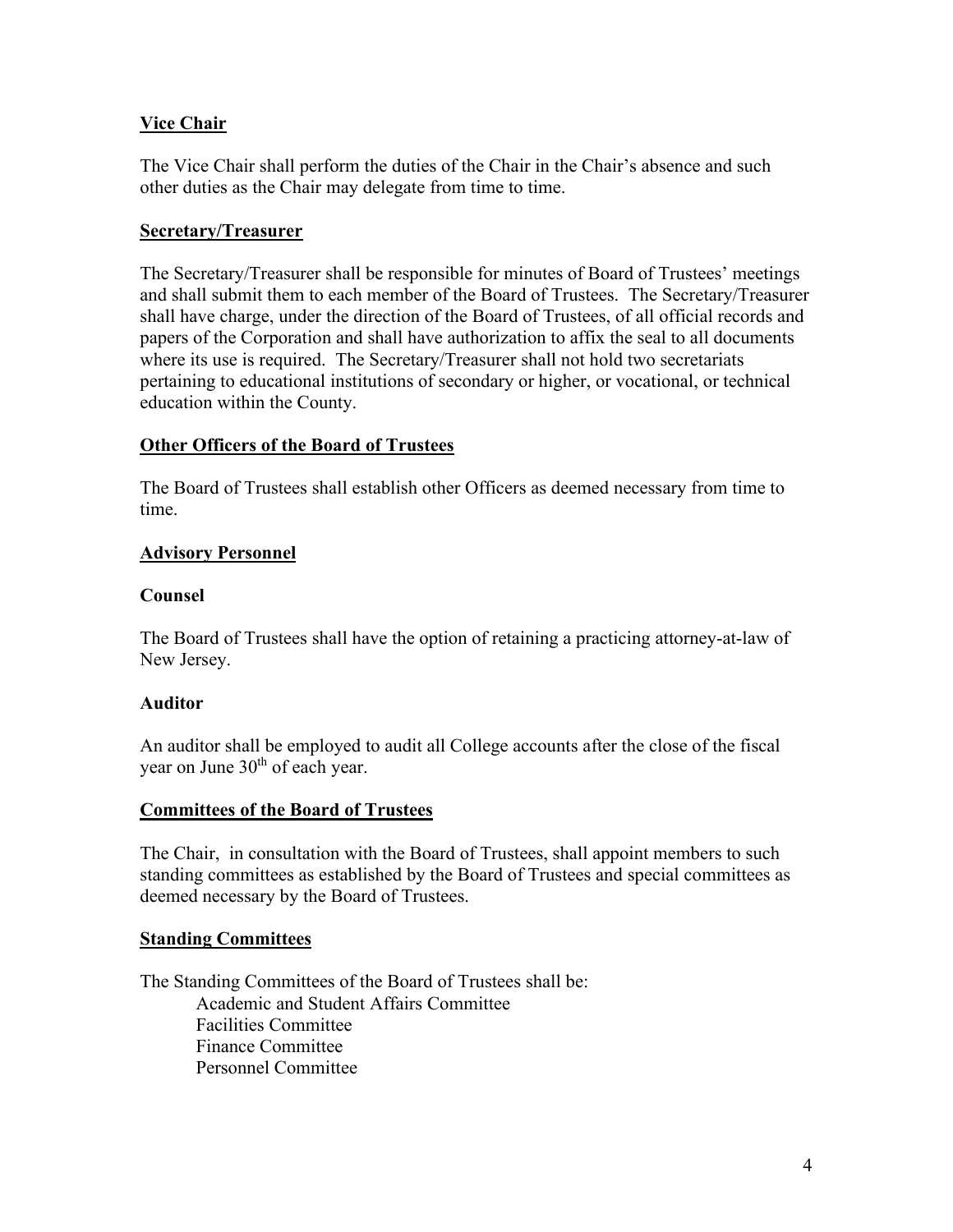**Vice Chair**

The Vice Chair shall perform the duties of the Chair in the Chair's absence and such other duties as the Chair may delegate from time to time.

**Secretary/Treasurer**

The Secretary/Treasurer shall be responsible for minutes of Board of Trustees' meetings and shall submit them to each member of the Board of Trustees. The Secretary/Treasurer shall have charge, under the direction of the Board of Trustees, of all official records and papers of the Corporation and shall have authorization to affix the seal to all documents where its use is required. The Secretary/Treasurer shall not hold two secretariats pertaining to educational institutions of secondary or higher, or vocational, or technical education within the County.

**Other Officers of the Board of Trustees**

The Board of Trustees shall establish other Officers as deemed necessary from time to time.

**Advisory Personnel**

**Counsel**

The Board of Trustees shall have the option of retaining a practicing attorney-at-law of New Jersey.

**Auditor**

An auditor shall be employed to audit all College accounts after the close of the fiscal year on June 30th of each year.

**Committees of the Board of Trustees**

The Chair, in consultation with the Board of Trustees, shall appoint members to such standing committees as established by the Board of Trustees and special committees as deemed necessary by the Board of Trustees.

**Standing Committees**

The Standing Committees of the Board of Trustees shall be:

- Academic and Student Affairs Committee
- Facilities Committee
- Finance Committee
- Personnel Committee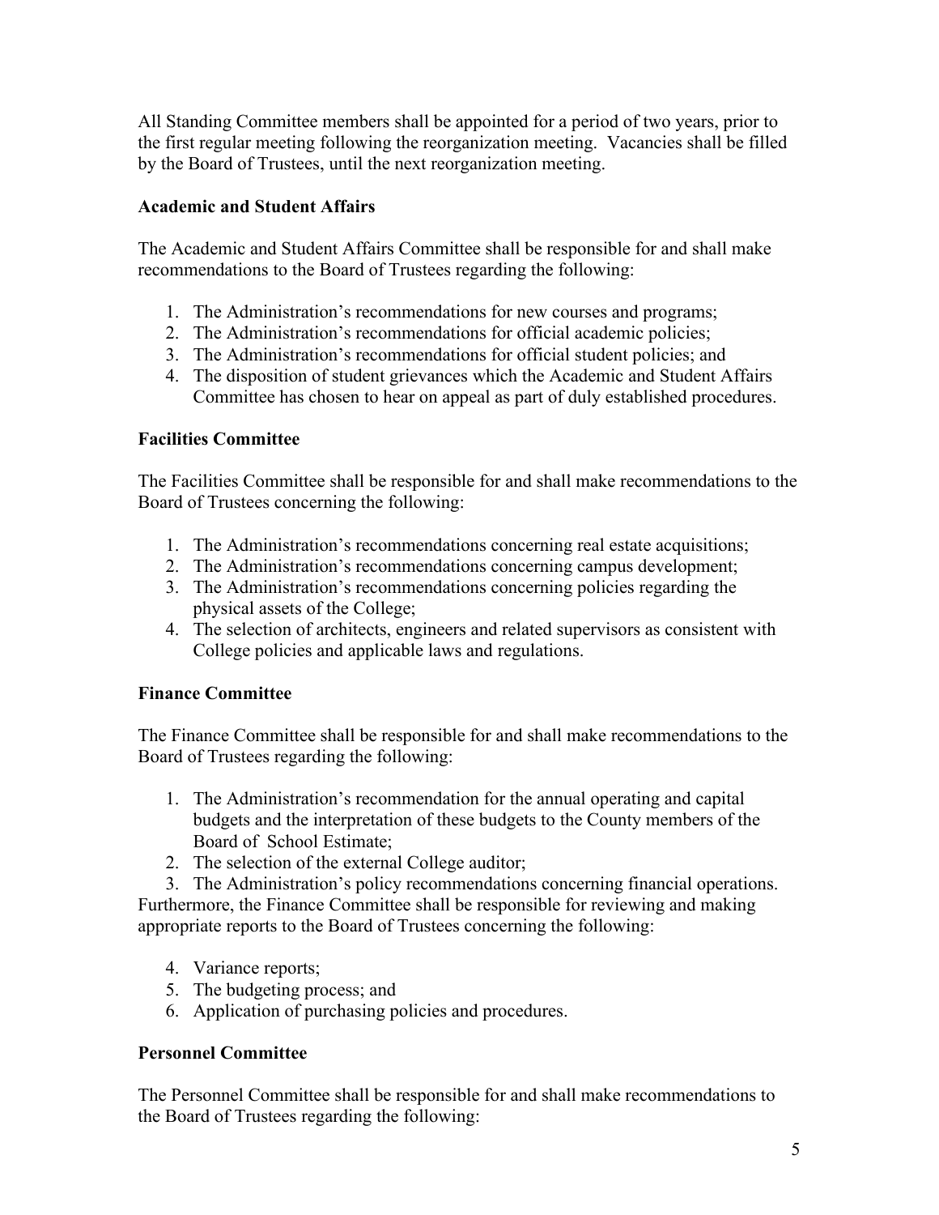All Standing Committee members shall be appointed for a period of two years, prior to the first regular meeting following the reorganization meeting. Vacancies shall be filled by the Board of Trustees, until the next reorganization meeting.

**Academic and Student Affairs**

The Academic and Student Affairs Committee shall be responsible for and shall make recommendations to the Board of Trustees regarding the following:

1. The Administration's recommendations for new courses and programs;
2. The Administration's recommendations for official academic policies;
3. The Administration's recommendations for official student policies; and
4. The disposition of student grievances which the Academic and Student Affairs Committee has chosen to hear on appeal as part of duly established procedures.

**Facilities Committee**

The Facilities Committee shall be responsible for and shall make recommendations to the Board of Trustees concerning the following:

1. The Administration's recommendations concerning real estate acquisitions;
2. The Administration's recommendations concerning campus development;
3. The Administration's recommendations concerning policies regarding the physical assets of the College;
4. The selection of architects, engineers and related supervisors as consistent with College policies and applicable laws and regulations.

**Finance Committee**

The Finance Committee shall be responsible for and shall make recommendations to the Board of Trustees regarding the following:

1. The Administration's recommendation for the annual operating and capital budgets and the interpretation of these budgets to the County members of the Board of School Estimate;
2. The selection of the external College auditor;
3. The Administration's policy recommendations concerning financial operations.

Furthermore, the Finance Committee shall be responsible for reviewing and making appropriate reports to the Board of Trustees concerning the following:

4. Variance reports;
5. The budgeting process; and
6. Application of purchasing policies and procedures.

**Personnel Committee**

The Personnel Committee shall be responsible for and shall make recommendations to the Board of Trustees regarding the following: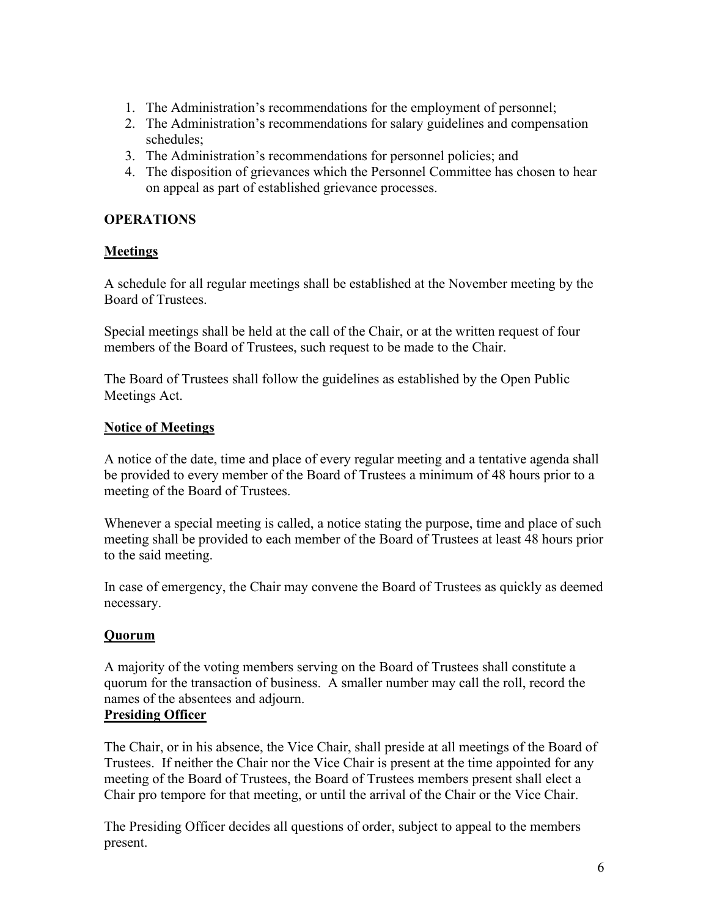1. The Administration's recommendations for the employment of personnel;
2. The Administration's recommendations for salary guidelines and compensation schedules;
3. The Administration's recommendations for personnel policies; and
4. The disposition of grievances which the Personnel Committee has chosen to hear on appeal as part of established grievance processes.

**OPERATIONS**

**Meetings**

A schedule for all regular meetings shall be established at the November meeting by the Board of Trustees.

Special meetings shall be held at the call of the Chair, or at the written request of four members of the Board of Trustees, such request to be made to the Chair.

The Board of Trustees shall follow the guidelines as established by the Open Public Meetings Act.

**Notice of Meetings**

A notice of the date, time and place of every regular meeting and a tentative agenda shall be provided to every member of the Board of Trustees a minimum of 48 hours prior to a meeting of the Board of Trustees.

Whenever a special meeting is called, a notice stating the purpose, time and place of such meeting shall be provided to each member of the Board of Trustees at least 48 hours prior to the said meeting.

In case of emergency, the Chair may convene the Board of Trustees as quickly as deemed necessary.

**Quorum**

A majority of the voting members serving on the Board of Trustees shall constitute a quorum for the transaction of business. A smaller number may call the roll, record the names of the absentees and adjourn.

**Presiding Officer**

The Chair, or in his absence, the Vice Chair, shall preside at all meetings of the Board of Trustees. If neither the Chair nor the Vice Chair is present at the time appointed for any meeting of the Board of Trustees, the Board of Trustees members present shall elect a Chair pro tempore for that meeting, or until the arrival of the Chair or the Vice Chair.

The Presiding Officer decides all questions of order, subject to appeal to the members present.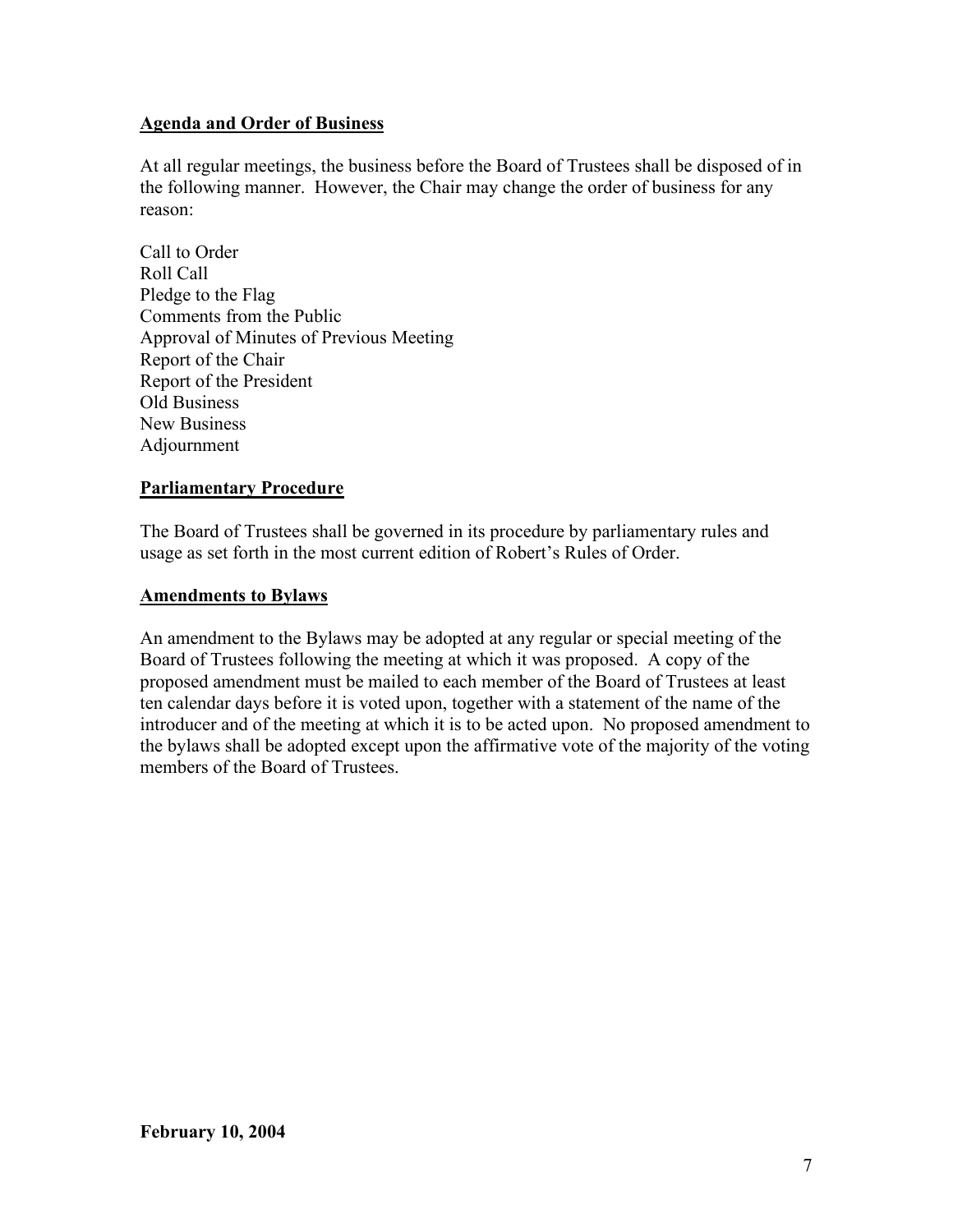**Agenda and Order of Business**

At all regular meetings, the business before the Board of Trustees shall be disposed of in the following manner. However, the Chair may change the order of business for any reason:

Call to Order
Roll Call
Pledge to the Flag
Comments from the Public
Approval of Minutes of Previous Meeting
Report of the Chair
Report of the President
Old Business
New Business
Adjournment

**Parliamentary Procedure**

The Board of Trustees shall be governed in its procedure by parliamentary rules and usage as set forth in the most current edition of Robert's Rules of Order.

**Amendments to Bylaws**

An amendment to the Bylaws may be adopted at any regular or special meeting of the Board of Trustees following the meeting at which it was proposed. A copy of the proposed amendment must be mailed to each member of the Board of Trustees at least ten calendar days before it is voted upon, together with a statement of the name of the introducer and of the meeting at which it is to be acted upon. No proposed amendment to the bylaws shall be adopted except upon the affirmative vote of the majority of the voting members of the Board of Trustees.

**February 10, 2004**